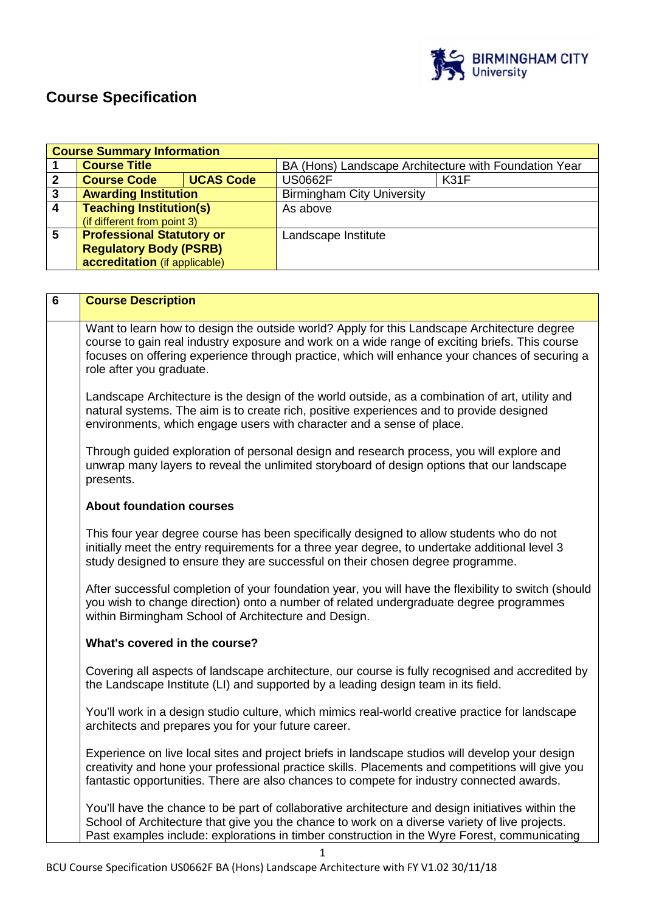# Course Specification

| Course Summary Information | | | | |
|---|---|---|---|---|
| 1 | **Course Title** | | BA (Hons) Landscape Architecture with Foundation Year | |
| 2 | **Course Code** | **UCAS Code** | US0662F | K31F |
| 3 | **Awarding Institution** | | Birmingham City University | |
| 4 | **Teaching Institution(s)** (if different from point 3) | | As above | |
| 5 | **Professional Statutory or Regulatory Body (PSRB) accreditation** (if applicable) | | Landscape Institute | |

| 6 | Course Description |
|---|---|
| | Want to learn how to design the outside world? Apply for this Landscape Architecture degree course to gain real industry exposure and work on a wide range of exciting briefs. This course focuses on offering experience through practice, which will enhance your chances of securing a role after you graduate.<br><br>Landscape Architecture is the design of the world outside, as a combination of art, utility and natural systems. The aim is to create rich, positive experiences and to provide designed environments, which engage users with character and a sense of place.<br><br>Through guided exploration of personal design and research process, you will explore and unwrap many layers to reveal the unlimited storyboard of design options that our landscape presents.<br><br>**About foundation courses**<br><br>This four year degree course has been specifically designed to allow students who do not initially meet the entry requirements for a three year degree, to undertake additional level 3 study designed to ensure they are successful on their chosen degree programme.<br><br>After successful completion of your foundation year, you will have the flexibility to switch (should you wish to change direction) onto a number of related undergraduate degree programmes within Birmingham School of Architecture and Design.<br><br>**What's covered in the course?**<br><br>Covering all aspects of landscape architecture, our course is fully recognised and accredited by the Landscape Institute (LI) and supported by a leading design team in its field.<br><br>You'll work in a design studio culture, which mimics real-world creative practice for landscape architects and prepares you for your future career.<br><br>Experience on live local sites and project briefs in landscape studios will develop your design creativity and hone your professional practice skills. Placements and competitions will give you fantastic opportunities. There are also chances to compete for industry connected awards.<br><br>You'll have the chance to be part of collaborative architecture and design initiatives within the School of Architecture that give you the chance to work on a diverse variety of live projects. Past examples include: explorations in timber construction in the Wyre Forest, communicating |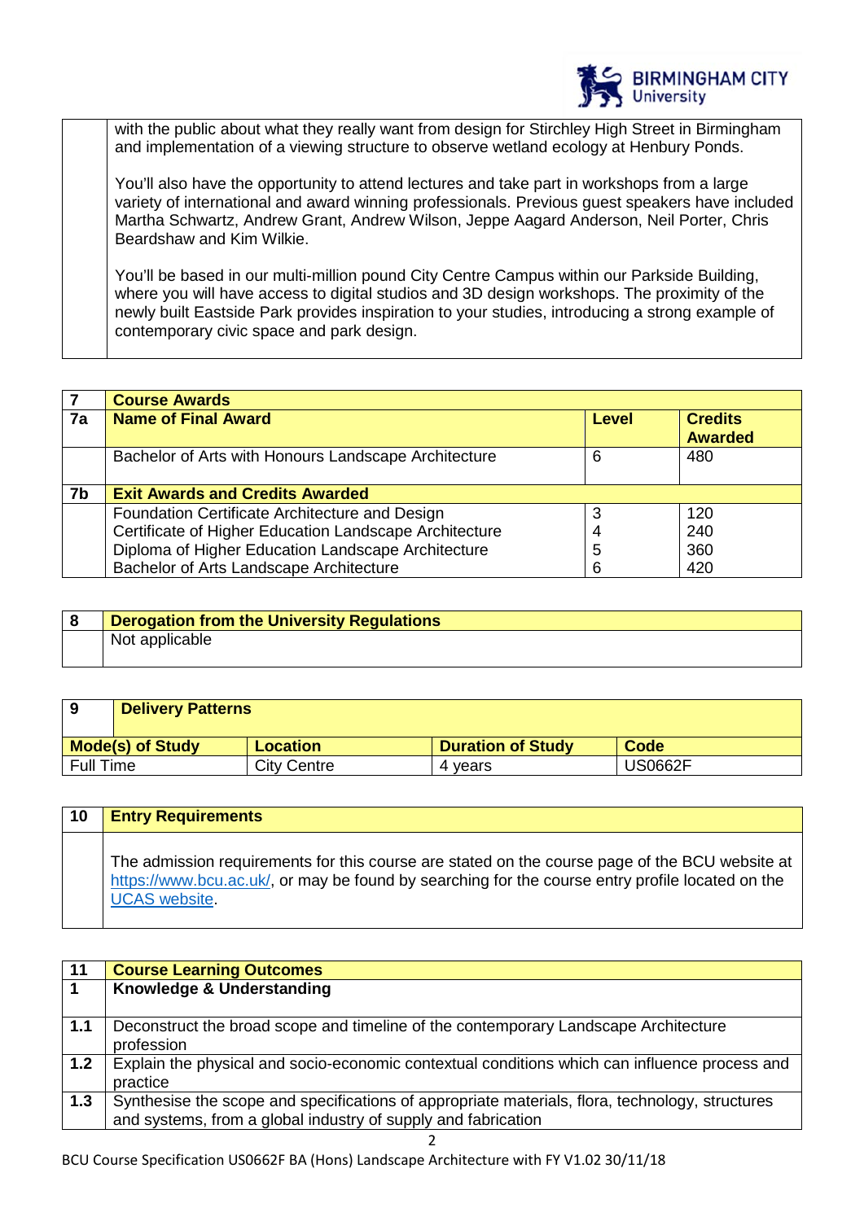| | |
|---|---|
| | with the public about what they really want from design for Stirchley High Street in Birmingham and implementation of a viewing structure to observe wetland ecology at Henbury Ponds.<br><br>You'll also have the opportunity to attend lectures and take part in workshops from a large variety of international and award winning professionals. Previous guest speakers have included Martha Schwartz, Andrew Grant, Andrew Wilson, Jeppe Aagard Anderson, Neil Porter, Chris Beardshaw and Kim Wilkie.<br><br>You'll be based in our multi-million pound City Centre Campus within our Parkside Building, where you will have access to digital studios and 3D design workshops. The proximity of the newly built Eastside Park provides inspiration to your studies, introducing a strong example of contemporary civic space and park design. |

| 7 | Course Awards | | |
|---|---|---|---|
| **7a** | **Name of Final Award** | **Level** | **Credits Awarded** |
| | Bachelor of Arts with Honours Landscape Architecture | 6 | 480 |
| **7b** | **Exit Awards and Credits Awarded** | | |
| | Foundation Certificate Architecture and Design | 3 | 120 |
| | Certificate of Higher Education Landscape Architecture | 4 | 240 |
| | Diploma of Higher Education Landscape Architecture | 5 | 360 |
| | Bachelor of Arts Landscape Architecture | 6 | 420 |

| 8 | Derogation from the University Regulations |
|---|---|
| | Not applicable |

| 9 | Delivery Patterns | | |
|---|---|---|---|
| **Mode(s) of Study** | **Location** | **Duration of Study** | **Code** |
| Full Time | City Centre | 4 years | US0662F |

| 10 | Entry Requirements |
|---|---|
| | The admission requirements for this course are stated on the course page of the BCU website at https://www.bcu.ac.uk/, or may be found by searching for the course entry profile located on the UCAS website. |

| 11 | Course Learning Outcomes |
|---|---|
| **1** | **Knowledge & Understanding** |
| **1.1** | Deconstruct the broad scope and timeline of the contemporary Landscape Architecture profession |
| **1.2** | Explain the physical and socio-economic contextual conditions which can influence process and practice |
| **1.3** | Synthesise the scope and specifications of appropriate materials, flora, technology, structures and systems, from a global industry of supply and fabrication |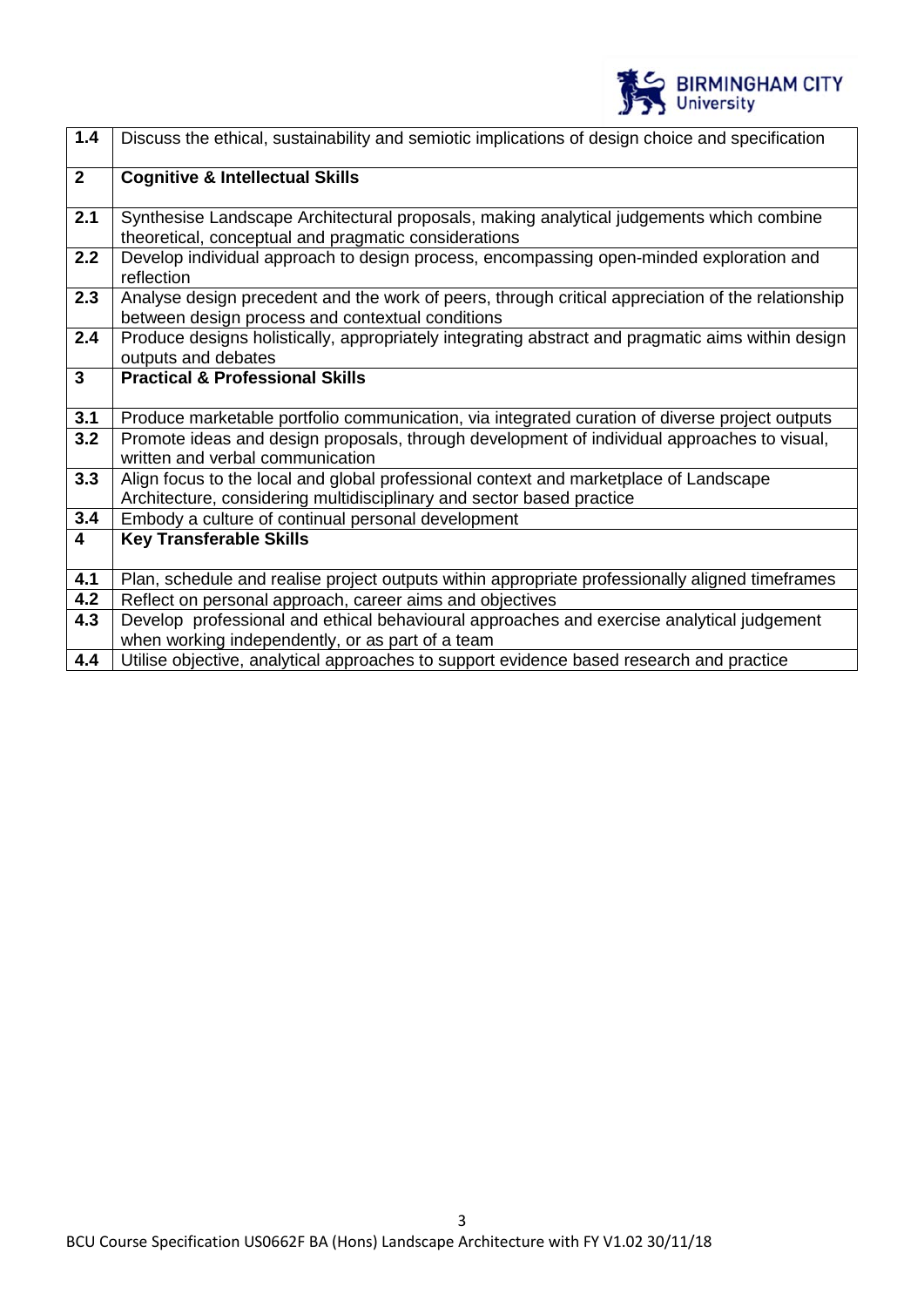| | |
|---|---|
| **1.4** | Discuss the ethical, sustainability and semiotic implications of design choice and specification |
| **2** | **Cognitive & Intellectual Skills** |
| **2.1** | Synthesise Landscape Architectural proposals, making analytical judgements which combine theoretical, conceptual and pragmatic considerations |
| **2.2** | Develop individual approach to design process, encompassing open-minded exploration and reflection |
| **2.3** | Analyse design precedent and the work of peers, through critical appreciation of the relationship between design process and contextual conditions |
| **2.4** | Produce designs holistically, appropriately integrating abstract and pragmatic aims within design outputs and debates |
| **3** | **Practical & Professional Skills** |
| **3.1** | Produce marketable portfolio communication, via integrated curation of diverse project outputs |
| **3.2** | Promote ideas and design proposals, through development of individual approaches to visual, written and verbal communication |
| **3.3** | Align focus to the local and global professional context and marketplace of Landscape Architecture, considering multidisciplinary and sector based practice |
| **3.4** | Embody a culture of continual personal development |
| **4** | **Key Transferable Skills** |
| **4.1** | Plan, schedule and realise project outputs within appropriate professionally aligned timeframes |
| **4.2** | Reflect on personal approach, career aims and objectives |
| **4.3** | Develop professional and ethical behavioural approaches and exercise analytical judgement when working independently, or as part of a team |
| **4.4** | Utilise objective, analytical approaches to support evidence based research and practice |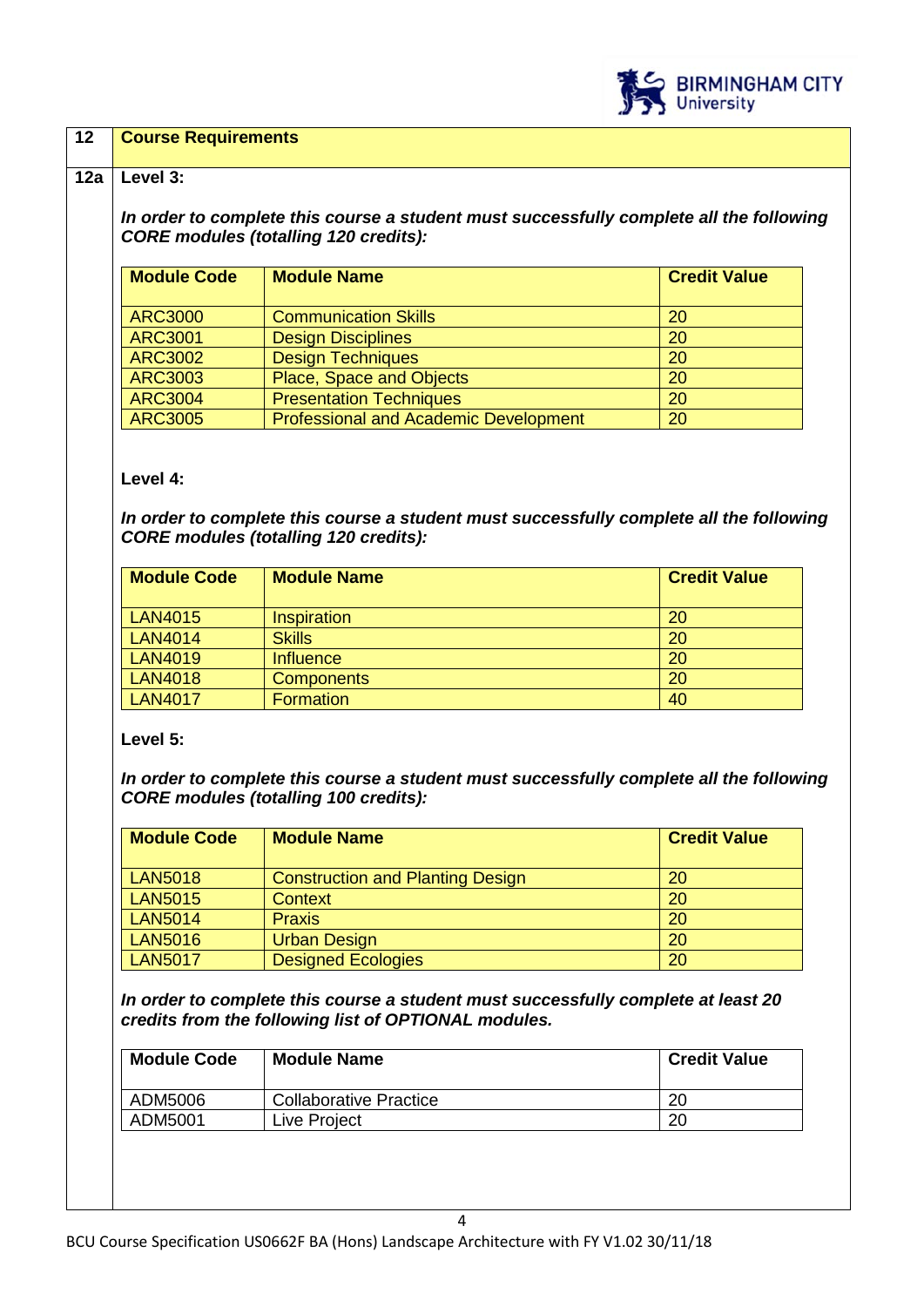## 12 Course Requirements

### 12a Level 3:

***In order to complete this course a student must successfully complete all the following CORE modules (totalling 120 credits):***

| Module Code | Module Name | Credit Value |
|---|---|---|
| ARC3000 | Communication Skills | 20 |
| ARC3001 | Design Disciplines | 20 |
| ARC3002 | Design Techniques | 20 |
| ARC3003 | Place, Space and Objects | 20 |
| ARC3004 | Presentation Techniques | 20 |
| ARC3005 | Professional and Academic Development | 20 |

### Level 4:

***In order to complete this course a student must successfully complete all the following CORE modules (totalling 120 credits):***

| Module Code | Module Name | Credit Value |
|---|---|---|
| LAN4015 | Inspiration | 20 |
| LAN4014 | Skills | 20 |
| LAN4019 | Influence | 20 |
| LAN4018 | Components | 20 |
| LAN4017 | Formation | 40 |

### Level 5:

***In order to complete this course a student must successfully complete all the following CORE modules (totalling 100 credits):***

| Module Code | Module Name | Credit Value |
|---|---|---|
| LAN5018 | Construction and Planting Design | 20 |
| LAN5015 | Context | 20 |
| LAN5014 | Praxis | 20 |
| LAN5016 | Urban Design | 20 |
| LAN5017 | Designed Ecologies | 20 |

***In order to complete this course a student must successfully complete at least 20 credits from the following list of OPTIONAL modules.***

| Module Code | Module Name | Credit Value |
|---|---|---|
| ADM5006 | Collaborative Practice | 20 |
| ADM5001 | Live Project | 20 |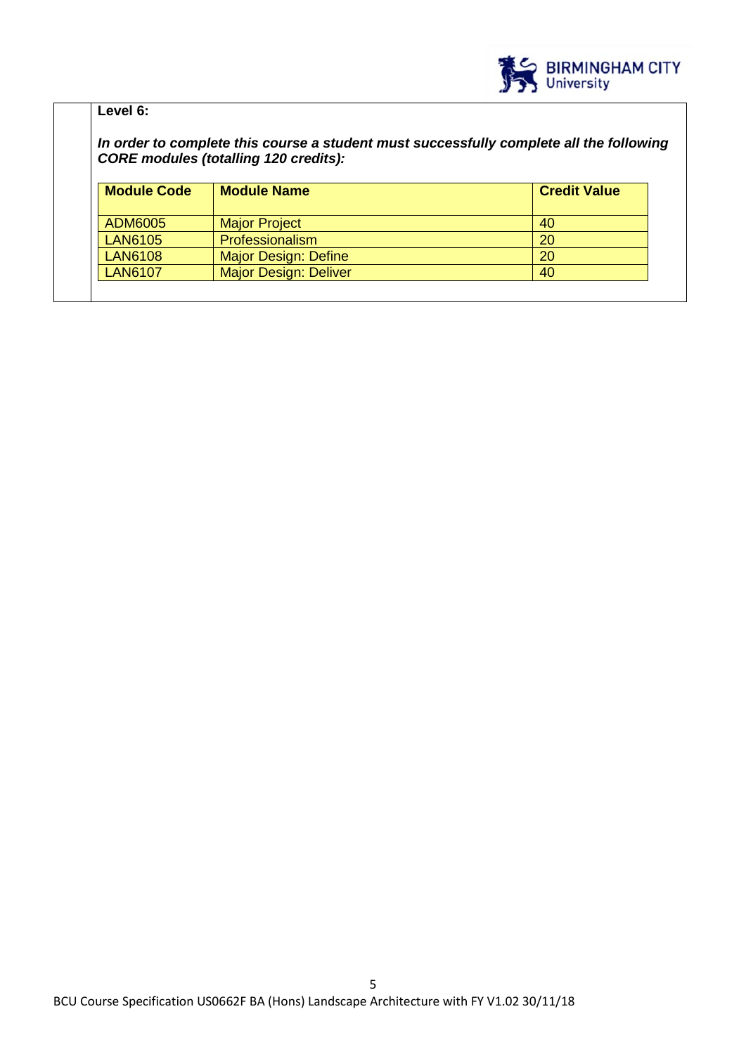**Level 6:**

***In order to complete this course a student must successfully complete all the following CORE modules (totalling 120 credits):***

| Module Code | Module Name | Credit Value |
|---|---|---|
| ADM6005 | Major Project | 40 |
| LAN6105 | Professionalism | 20 |
| LAN6108 | Major Design: Define | 20 |
| LAN6107 | Major Design: Deliver | 40 |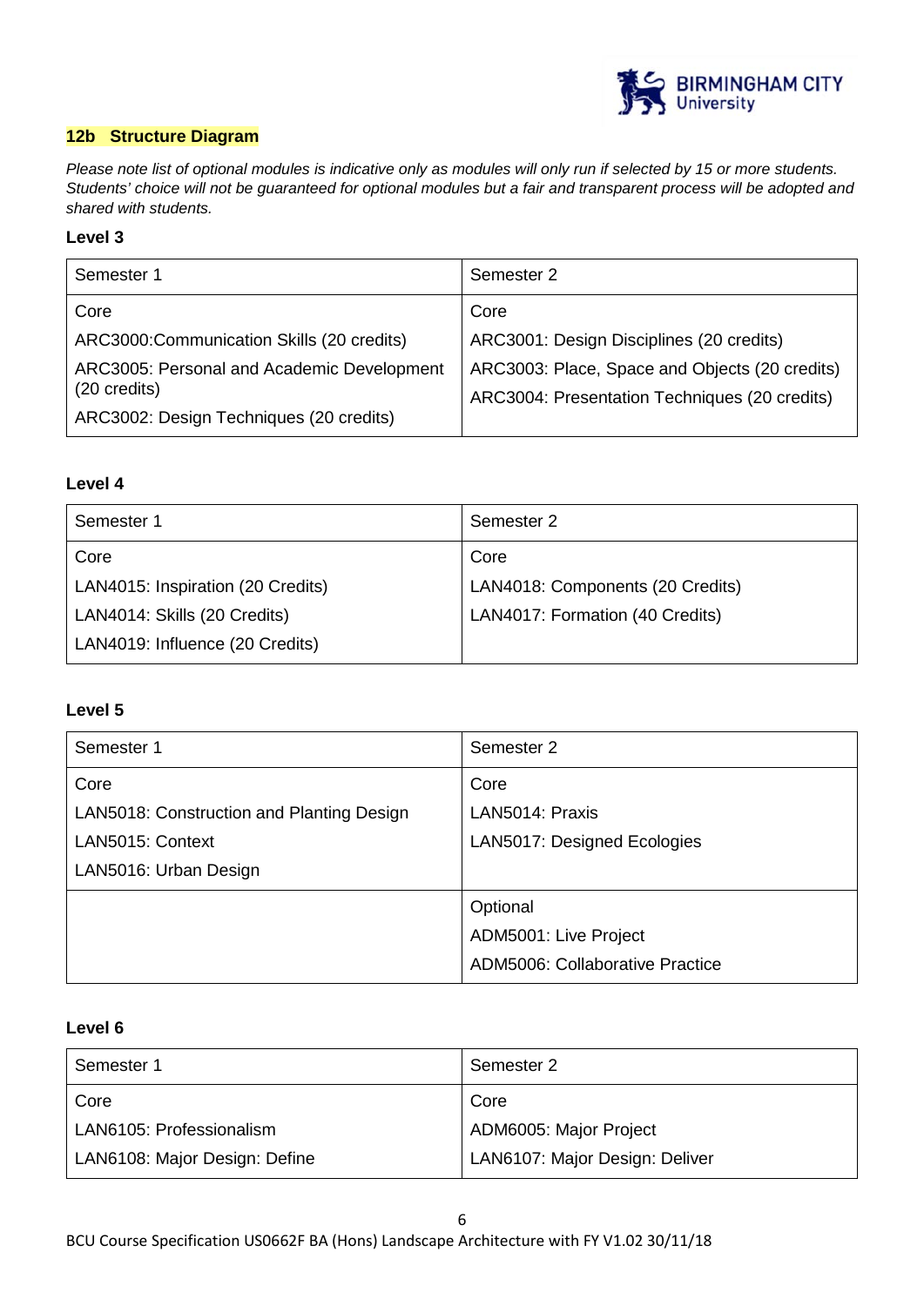## 12b Structure Diagram

*Please note list of optional modules is indicative only as modules will only run if selected by 15 or more students. Students' choice will not be guaranteed for optional modules but a fair and transparent process will be adopted and shared with students.*

### Level 3

| Semester 1 | Semester 2 |
|---|---|
| Core<br>ARC3000:Communication Skills (20 credits)<br>ARC3005: Personal and Academic Development (20 credits)<br>ARC3002: Design Techniques (20 credits) | Core<br>ARC3001: Design Disciplines (20 credits)<br>ARC3003: Place, Space and Objects (20 credits)<br>ARC3004: Presentation Techniques (20 credits) |

### Level 4

| Semester 1 | Semester 2 |
|---|---|
| Core<br>LAN4015: Inspiration (20 Credits)<br>LAN4014: Skills (20 Credits)<br>LAN4019: Influence (20 Credits) | Core<br>LAN4018: Components (20 Credits)<br>LAN4017: Formation (40 Credits) |

### Level 5

| Semester 1 | Semester 2 |
|---|---|
| Core<br>LAN5018: Construction and Planting Design<br>LAN5015: Context<br>LAN5016: Urban Design | Core<br>LAN5014: Praxis<br>LAN5017: Designed Ecologies |
| | Optional<br>ADM5001: Live Project<br>ADM5006: Collaborative Practice |

### Level 6

| Semester 1 | Semester 2 |
|---|---|
| Core<br>LAN6105: Professionalism<br>LAN6108: Major Design: Define | Core<br>ADM6005: Major Project<br>LAN6107: Major Design: Deliver |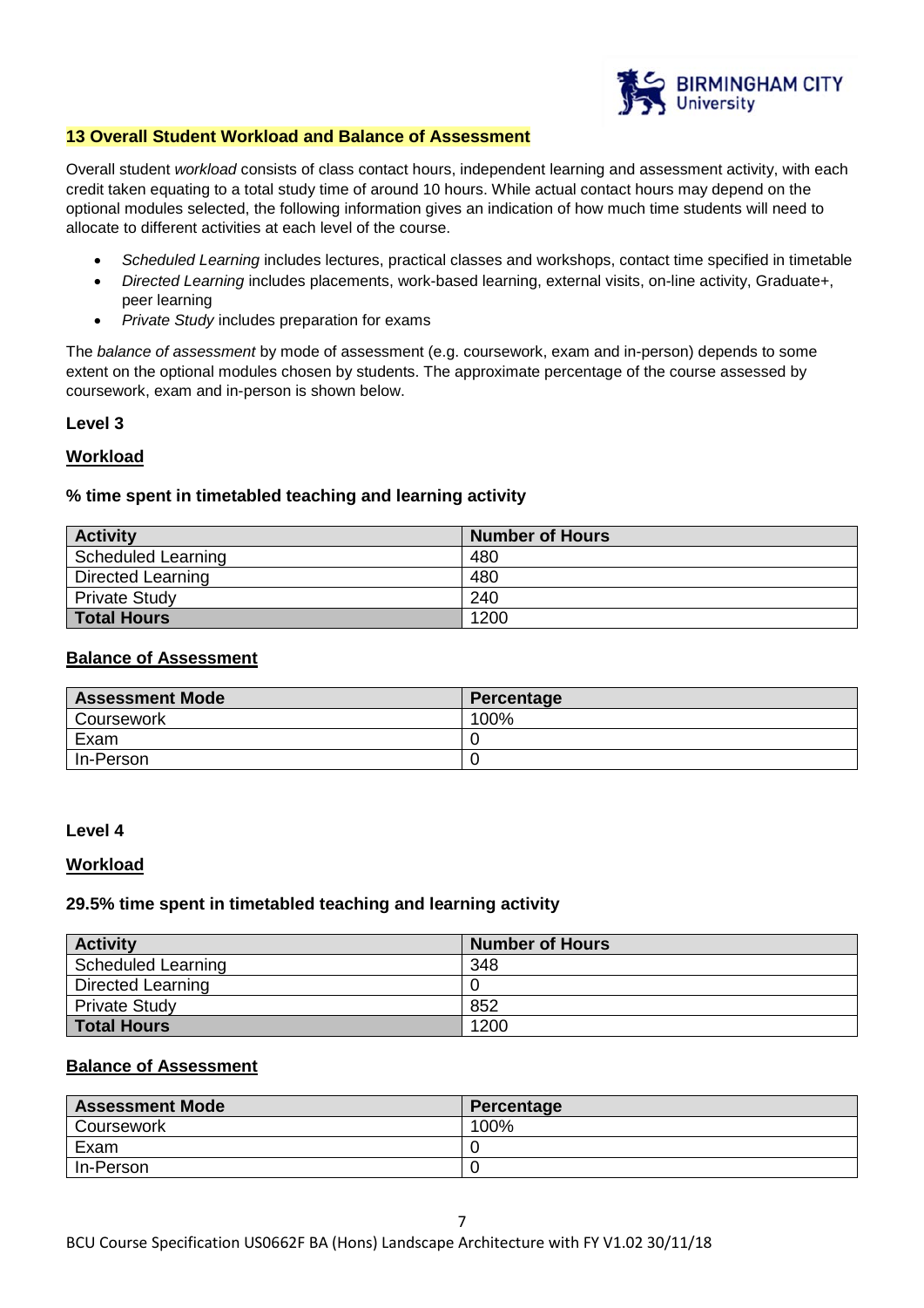## 13 Overall Student Workload and Balance of Assessment

Overall student *workload* consists of class contact hours, independent learning and assessment activity, with each credit taken equating to a total study time of around 10 hours. While actual contact hours may depend on the optional modules selected, the following information gives an indication of how much time students will need to allocate to different activities at each level of the course.

- *Scheduled Learning* includes lectures, practical classes and workshops, contact time specified in timetable
- *Directed Learning* includes placements, work-based learning, external visits, on-line activity, Graduate+, peer learning
- *Private Study* includes preparation for exams

The *balance of assessment* by mode of assessment (e.g. coursework, exam and in-person) depends to some extent on the optional modules chosen by students. The approximate percentage of the course assessed by coursework, exam and in-person is shown below.

### Level 3

**Workload**

**% time spent in timetabled teaching and learning activity**

| Activity | Number of Hours |
|---|---|
| Scheduled Learning | 480 |
| Directed Learning | 480 |
| Private Study | 240 |
| **Total Hours** | 1200 |

**Balance of Assessment**

| Assessment Mode | Percentage |
|---|---|
| Coursework | 100% |
| Exam | 0 |
| In-Person | 0 |

### Level 4

**Workload**

**29.5% time spent in timetabled teaching and learning activity**

| Activity | Number of Hours |
|---|---|
| Scheduled Learning | 348 |
| Directed Learning | 0 |
| Private Study | 852 |
| **Total Hours** | 1200 |

**Balance of Assessment**

| Assessment Mode | Percentage |
|---|---|
| Coursework | 100% |
| Exam | 0 |
| In-Person | 0 |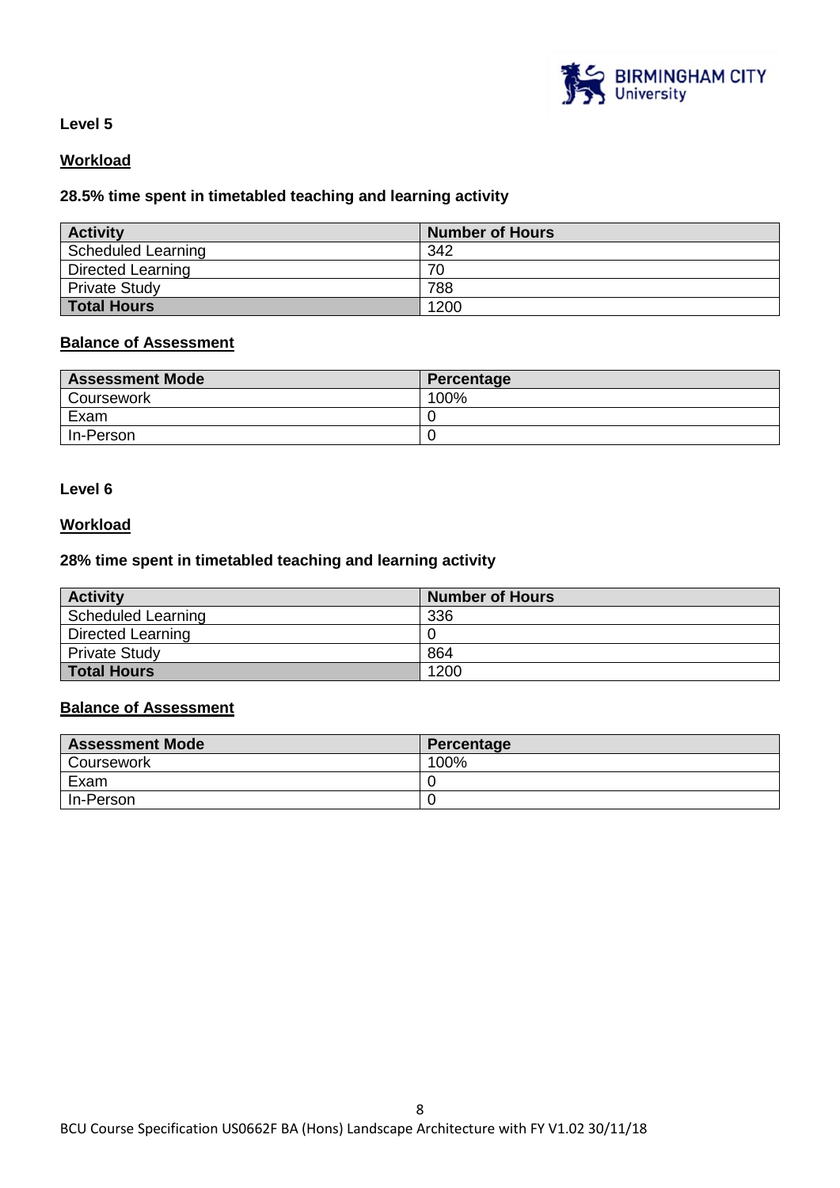**Level 5**

**Workload**

**28.5% time spent in timetabled teaching and learning activity**

| Activity | Number of Hours |
|---|---|
| Scheduled Learning | 342 |
| Directed Learning | 70 |
| Private Study | 788 |
| **Total Hours** | 1200 |

**Balance of Assessment**

| Assessment Mode | Percentage |
|---|---|
| Coursework | 100% |
| Exam | 0 |
| In-Person | 0 |

**Level 6**

**Workload**

**28% time spent in timetabled teaching and learning activity**

| Activity | Number of Hours |
|---|---|
| Scheduled Learning | 336 |
| Directed Learning | 0 |
| Private Study | 864 |
| **Total Hours** | 1200 |

**Balance of Assessment**

| Assessment Mode | Percentage |
|---|---|
| Coursework | 100% |
| Exam | 0 |
| In-Person | 0 |